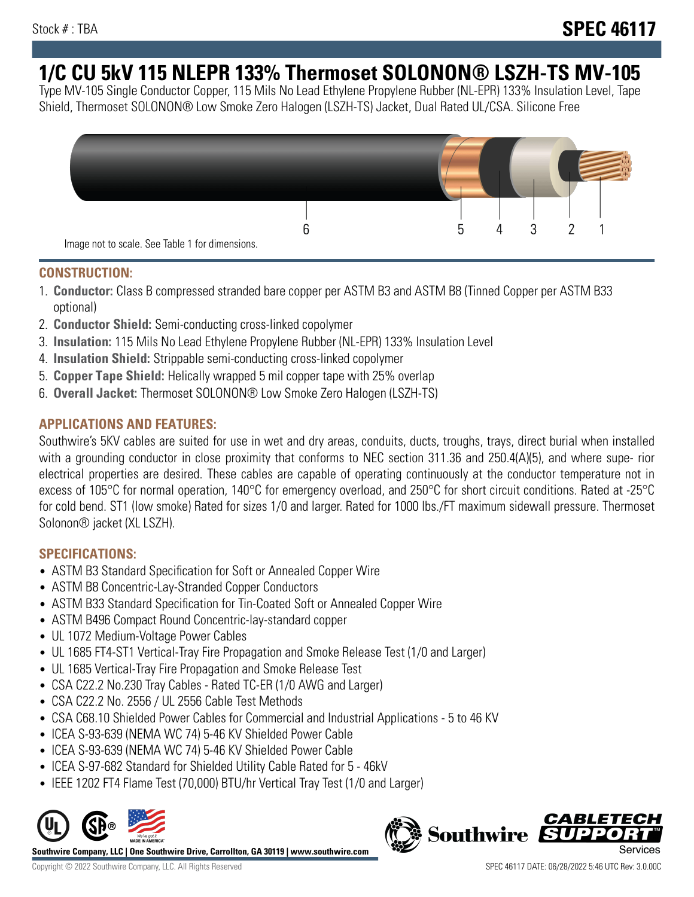Stock # : TBA

**SPEC 46117**

# 1/C CU 5kV 115 NLEPR 133% Thermoset SOLONON® LSZH-TS MV-105

Type MV-105 Single Conductor Copper, 115 Mils No Lead Ethylene Propylene Rubber (NL-EPR) 133% Insulation Level, Tape Shield, Thermoset SOLONON® Low Smoke Zero Halogen (LSZH-TS) Jacket, Dual Rated UL/CSA. Silicone Free

6 5 4 3 2 1

Image not to scale. See Table 1 for dimensions.

## CONSTRUCTION:

1. **Conductor:** Class B compressed stranded bare copper per ASTM B3 and ASTM B8 (Tinned Copper per ASTM B33 optional)
2. **Conductor Shield:** Semi-conducting cross-linked copolymer
3. **Insulation:** 115 Mils No Lead Ethylene Propylene Rubber (NL-EPR) 133% Insulation Level
4. **Insulation Shield:** Strippable semi-conducting cross-linked copolymer
5. **Copper Tape Shield:** Helically wrapped 5 mil copper tape with 25% overlap
6. **Overall Jacket:** Thermoset SOLONON® Low Smoke Zero Halogen (LSZH-TS)

## APPLICATIONS AND FEATURES:

Southwire's 5KV cables are suited for use in wet and dry areas, conduits, ducts, troughs, trays, direct burial when installed with a grounding conductor in close proximity that conforms to NEC section 311.36 and 250.4(A)(5), and where supe- rior electrical properties are desired. These cables are capable of operating continuously at the conductor temperature not in excess of 105°C for normal operation, 140°C for emergency overload, and 250°C for short circuit conditions. Rated at -25°C for cold bend. ST1 (low smoke) Rated for sizes 1/0 and larger. Rated for 1000 lbs./FT maximum sidewall pressure. Thermoset Solonon® jacket (XL LSZH).

## SPECIFICATIONS:

- ASTM B3 Standard Specification for Soft or Annealed Copper Wire
- ASTM B8 Concentric-Lay-Stranded Copper Conductors
- ASTM B33 Standard Specification for Tin-Coated Soft or Annealed Copper Wire
- ASTM B496 Compact Round Concentric-lay-standard copper
- UL 1072 Medium-Voltage Power Cables
- UL 1685 FT4-ST1 Vertical-Tray Fire Propagation and Smoke Release Test (1/0 and Larger)
- UL 1685 Vertical-Tray Fire Propagation and Smoke Release Test
- CSA C22.2 No.230 Tray Cables - Rated TC-ER (1/0 AWG and Larger)
- CSA C22.2 No. 2556 / UL 2556 Cable Test Methods
- CSA C68.10 Shielded Power Cables for Commercial and Industrial Applications - 5 to 46 KV
- ICEA S-93-639 (NEMA WC 74) 5-46 KV Shielded Power Cable
- ICEA S-93-639 (NEMA WC 74) 5-46 KV Shielded Power Cable
- ICEA S-97-682 Standard for Shielded Utility Cable Rated for 5 - 46kV
- IEEE 1202 FT4 Flame Test (70,000) BTU/hr Vertical Tray Test (1/0 and Larger)

**Southwire Company, LLC | One Southwire Drive, Carrollton, GA 30119 | www.southwire.com**

Copyright © 2022 Southwire Company, LLC. All Rights Reserved

SPEC 46117 DATE: 06/28/2022 5:46 UTC Rev: 3.0.00C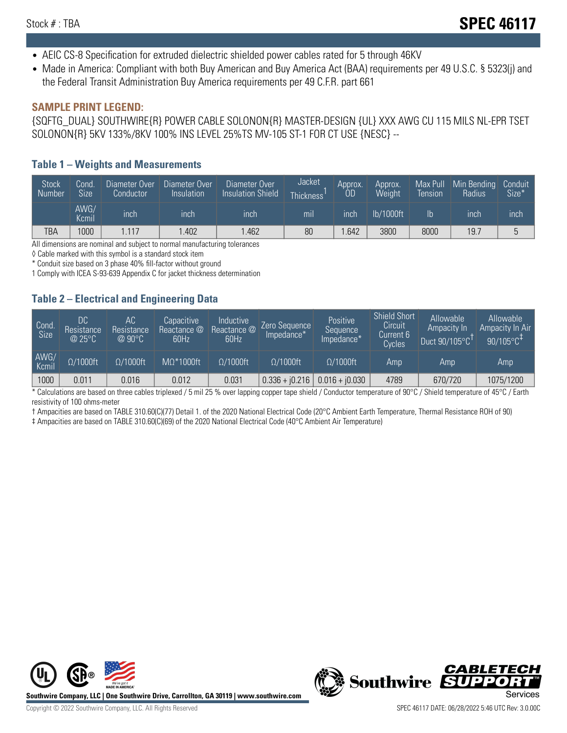Stock # : TBA

# SPEC 46117

- AEIC CS-8 Specification for extruded dielectric shielded power cables rated for 5 through 46KV
- Made in America: Compliant with both Buy American and Buy America Act (BAA) requirements per 49 U.S.C. § 5323(j) and the Federal Transit Administration Buy America requirements per 49 C.F.R. part 661

### SAMPLE PRINT LEGEND:

{SQFTG_DUAL} SOUTHWIRE{R} POWER CABLE SOLONON{R} MASTER-DESIGN {UL} XXX AWG CU 115 MILS NL-EPR TSET SOLONON{R} 5KV 133%/8KV 100% INS LEVEL 25%TS MV-105 ST-1 FOR CT USE {NESC} --

### Table 1 – Weights and Measurements

| Stock Number | Cond. Size | Diameter Over Conductor | Diameter Over Insulation | Diameter Over Insulation Shield | Jacket Thickness[1] | Approx. OD | Approx. Weight | Max Pull Tension | Min Bending Radius | Conduit Size* |
|---|---|---|---|---|---|---|---|---|---|---|
| | AWG/ Kcmil | inch | inch | inch | mil | inch | lb/1000ft | lb | inch | inch |
| TBA | 1000 | 1.117 | 1.402 | 1.462 | 80 | 1.642 | 3800 | 8000 | 19.7 | 5 |

All dimensions are nominal and subject to normal manufacturing tolerances

◊ Cable marked with this symbol is a standard stock item

* Conduit size based on 3 phase 40% fill-factor without ground

1 Comply with ICEA S-93-639 Appendix C for jacket thickness determination

### Table 2 – Electrical and Engineering Data

| Cond. Size | DC Resistance @ 25°C | AC Resistance @ 90°C | Capacitive Reactance @ 60Hz | Inductive Reactance @ 60Hz | Zero Sequence Impedance* | Positive Sequence Impedance* | Shield Short Circuit Current 6 Cycles | Allowable Ampacity In Duct 90/105°C† | Allowable Ampacity In Air 90/105°C‡ |
|---|---|---|---|---|---|---|---|---|---|
| AWG/ Kcmil | Ω/1000ft | Ω/1000ft | MΩ*1000ft | Ω/1000ft | Ω/1000ft | Ω/1000ft | Amp | Amp | Amp |
| 1000 | 0.011 | 0.016 | 0.012 | 0.031 | 0.336 + j0.216 | 0.016 + j0.030 | 4789 | 670/720 | 1075/1200 |

* Calculations are based on three cables triplexed / 5 mil 25 % over lapping copper tape shield / Conductor temperature of 90°C / Shield temperature of 45°C / Earth resistivity of 100 ohms-meter

† Ampacities are based on TABLE 310.60(C)(77) Detail 1. of the 2020 National Electrical Code (20°C Ambient Earth Temperature, Thermal Resistance ROH of 90)

‡ Ampacities are based on TABLE 310.60(C)(69) of the 2020 National Electrical Code (40°C Ambient Air Temperature)

Southwire Company, LLC | One Southwire Drive, Carrollton, GA 30119 | www.southwire.com

Copyright © 2022 Southwire Company, LLC. All Rights Reserved

SPEC 46117 DATE: 06/28/2022 5:46 UTC Rev: 3.0.00C